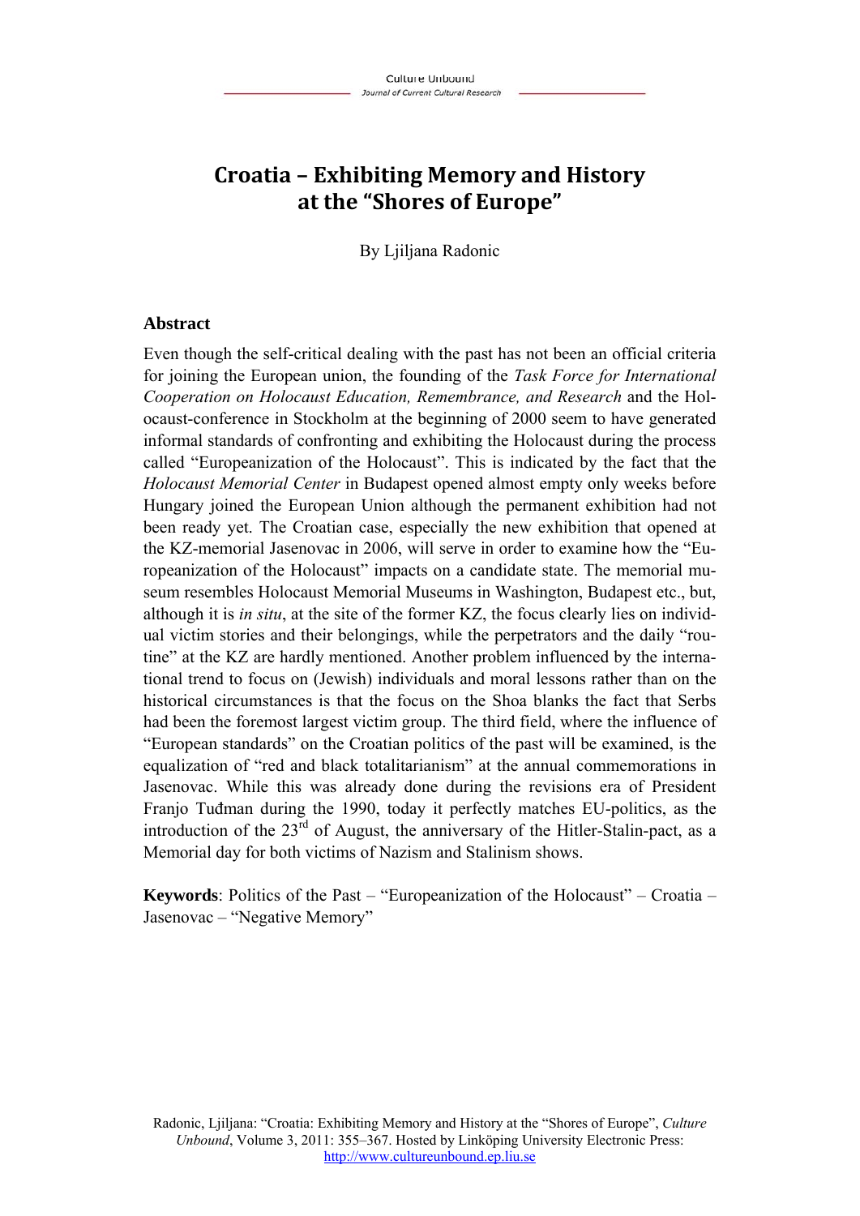# Croatia – Exhibiting Memory and History at the "Shores of Europe"

By Ljiljana Radonic

## Abstract

Even though the self-critical dealing with the past has not been an official criteria for joining the European union, the founding of the *Task Force for International Cooperation on Holocaust Education, Remembrance, and Research* and the Holocaust-conference in Stockholm at the beginning of 2000 seem to have generated informal standards of confronting and exhibiting the Holocaust during the process called "Europeanization of the Holocaust". This is indicated by the fact that the *Holocaust Memorial Center* in Budapest opened almost empty only weeks before Hungary joined the European Union although the permanent exhibition had not been ready yet. The Croatian case, especially the new exhibition that opened at the KZ-memorial Jasenovac in 2006, will serve in order to examine how the "Europeanization of the Holocaust" impacts on a candidate state. The memorial museum resembles Holocaust Memorial Museums in Washington, Budapest etc., but, although it is *in situ*, at the site of the former KZ, the focus clearly lies on individual victim stories and their belongings, while the perpetrators and the daily "routine" at the KZ are hardly mentioned. Another problem influenced by the international trend to focus on (Jewish) individuals and moral lessons rather than on the historical circumstances is that the focus on the Shoa blanks the fact that Serbs had been the foremost largest victim group. The third field, where the influence of "European standards" on the Croatian politics of the past will be examined, is the equalization of "red and black totalitarianism" at the annual commemorations in Jasenovac. While this was already done during the revisions era of President Franjo Tuđman during the 1990, today it perfectly matches EU-politics, as the introduction of the 23rd of August, the anniversary of the Hitler-Stalin-pact, as a Memorial day for both victims of Nazism and Stalinism shows.

**Keywords**: Politics of the Past – "Europeanization of the Holocaust" – Croatia – Jasenovac – "Negative Memory"

Radonic, Ljiljana: "Croatia: Exhibiting Memory and History at the "Shores of Europe", *Culture Unbound*, Volume 3, 2011: 355–367. Hosted by Linköping University Electronic Press: http://www.cultureunbound.ep.liu.se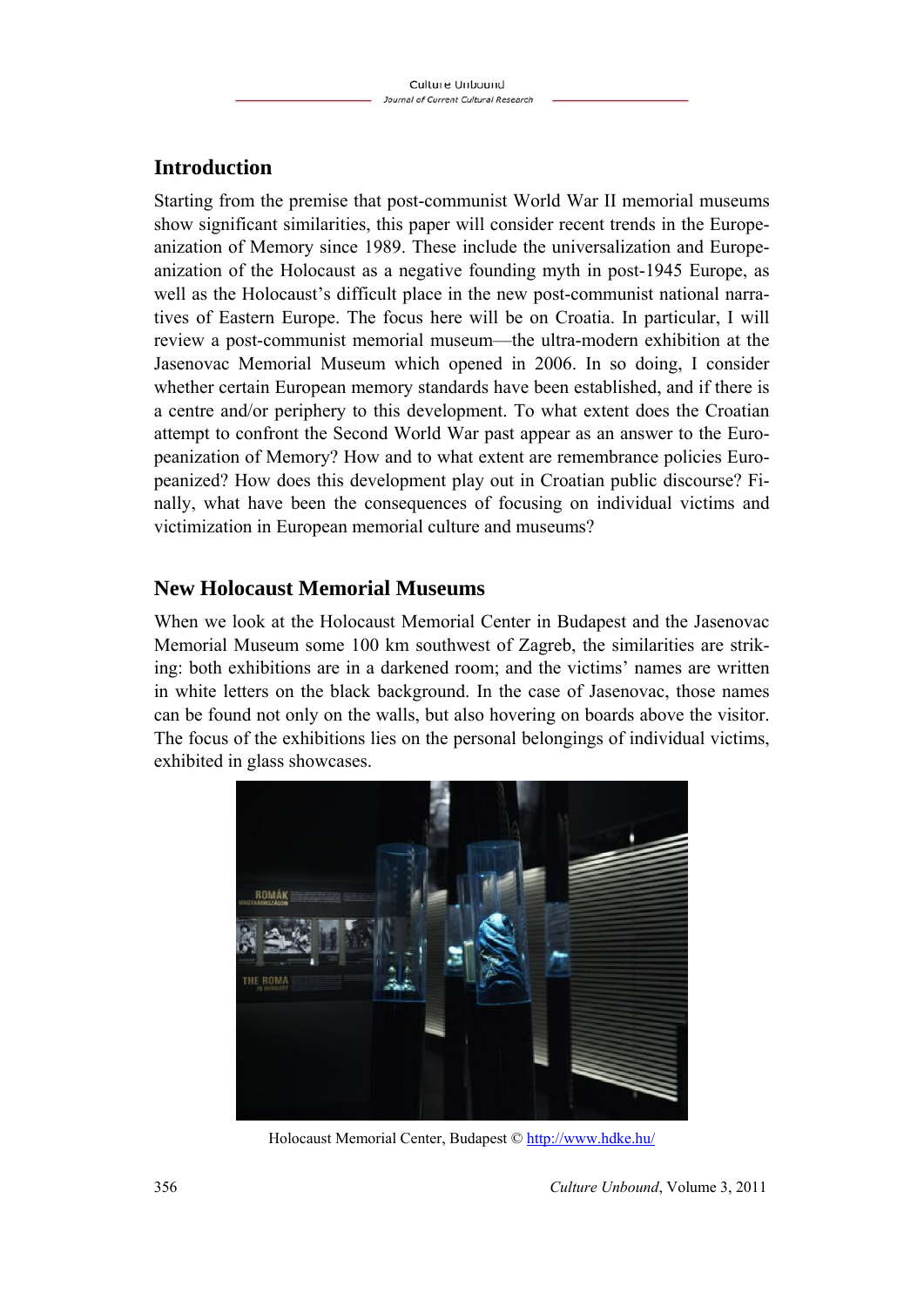## Introduction

Starting from the premise that post-communist World War II memorial museums show significant similarities, this paper will consider recent trends in the Europeanization of Memory since 1989. These include the universalization and Europeanization of the Holocaust as a negative founding myth in post-1945 Europe, as well as the Holocaust's difficult place in the new post-communist national narratives of Eastern Europe. The focus here will be on Croatia. In particular, I will review a post-communist memorial museum—the ultra-modern exhibition at the Jasenovac Memorial Museum which opened in 2006. In so doing, I consider whether certain European memory standards have been established, and if there is a centre and/or periphery to this development. To what extent does the Croatian attempt to confront the Second World War past appear as an answer to the Europeanization of Memory? How and to what extent are remembrance policies Europeanized? How does this development play out in Croatian public discourse? Finally, what have been the consequences of focusing on individual victims and victimization in European memorial culture and museums?

## New Holocaust Memorial Museums

When we look at the Holocaust Memorial Center in Budapest and the Jasenovac Memorial Museum some 100 km southwest of Zagreb, the similarities are striking: both exhibitions are in a darkened room; and the victims' names are written in white letters on the black background. In the case of Jasenovac, those names can be found not only on the walls, but also hovering on boards above the visitor. The focus of the exhibitions lies on the personal belongings of individual victims, exhibited in glass showcases.

Holocaust Memorial Center, Budapest © http://www.hdke.hu/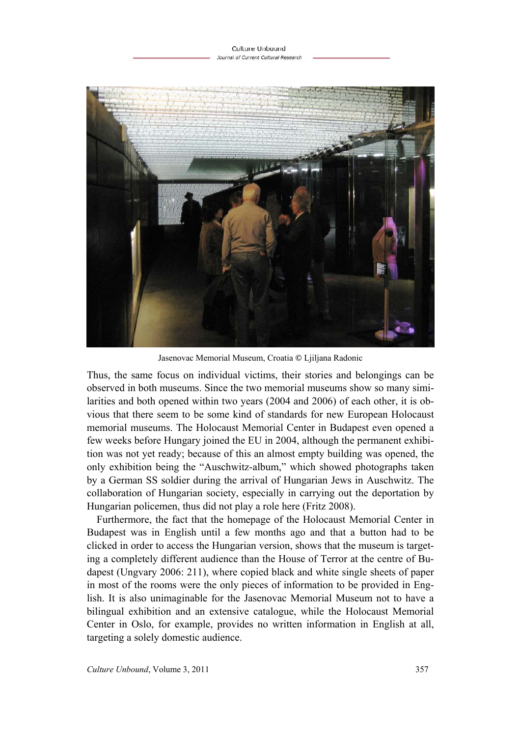Jasenovac Memorial Museum, Croatia © Ljiljana Radonic

Thus, the same focus on individual victims, their stories and belongings can be observed in both museums. Since the two memorial museums show so many similarities and both opened within two years (2004 and 2006) of each other, it is obvious that there seem to be some kind of standards for new European Holocaust memorial museums. The Holocaust Memorial Center in Budapest even opened a few weeks before Hungary joined the EU in 2004, although the permanent exhibition was not yet ready; because of this an almost empty building was opened, the only exhibition being the "Auschwitz-album," which showed photographs taken by a German SS soldier during the arrival of Hungarian Jews in Auschwitz. The collaboration of Hungarian society, especially in carrying out the deportation by Hungarian policemen, thus did not play a role here (Fritz 2008).

Furthermore, the fact that the homepage of the Holocaust Memorial Center in Budapest was in English until a few months ago and that a button had to be clicked in order to access the Hungarian version, shows that the museum is targeting a completely different audience than the House of Terror at the centre of Budapest (Ungvary 2006: 211), where copied black and white single sheets of paper in most of the rooms were the only pieces of information to be provided in English. It is also unimaginable for the Jasenovac Memorial Museum not to have a bilingual exhibition and an extensive catalogue, while the Holocaust Memorial Center in Oslo, for example, provides no written information in English at all, targeting a solely domestic audience.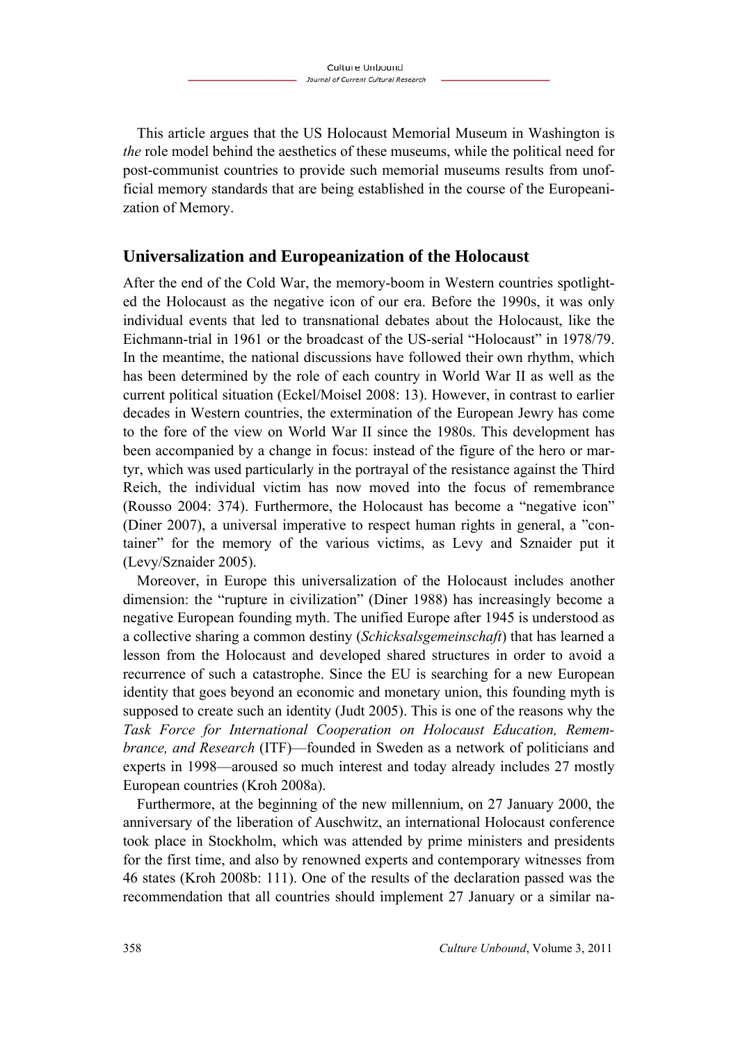This article argues that the US Holocaust Memorial Museum in Washington is *the* role model behind the aesthetics of these museums, while the political need for post-communist countries to provide such memorial museums results from unofficial memory standards that are being established in the course of the Europeanization of Memory.

## Universalization and Europeanization of the Holocaust

After the end of the Cold War, the memory-boom in Western countries spotlighted the Holocaust as the negative icon of our era. Before the 1990s, it was only individual events that led to transnational debates about the Holocaust, like the Eichmann-trial in 1961 or the broadcast of the US-serial "Holocaust" in 1978/79. In the meantime, the national discussions have followed their own rhythm, which has been determined by the role of each country in World War II as well as the current political situation (Eckel/Moisel 2008: 13). However, in contrast to earlier decades in Western countries, the extermination of the European Jewry has come to the fore of the view on World War II since the 1980s. This development has been accompanied by a change in focus: instead of the figure of the hero or martyr, which was used particularly in the portrayal of the resistance against the Third Reich, the individual victim has now moved into the focus of remembrance (Rousso 2004: 374). Furthermore, the Holocaust has become a "negative icon" (Diner 2007), a universal imperative to respect human rights in general, a "container" for the memory of the various victims, as Levy and Sznaider put it (Levy/Sznaider 2005).

Moreover, in Europe this universalization of the Holocaust includes another dimension: the "rupture in civilization" (Diner 1988) has increasingly become a negative European founding myth. The unified Europe after 1945 is understood as a collective sharing a common destiny (*Schicksalsgemeinschaft*) that has learned a lesson from the Holocaust and developed shared structures in order to avoid a recurrence of such a catastrophe. Since the EU is searching for a new European identity that goes beyond an economic and monetary union, this founding myth is supposed to create such an identity (Judt 2005). This is one of the reasons why the *Task Force for International Cooperation on Holocaust Education, Remembrance, and Research* (ITF)—founded in Sweden as a network of politicians and experts in 1998—aroused so much interest and today already includes 27 mostly European countries (Kroh 2008a).

Furthermore, at the beginning of the new millennium, on 27 January 2000, the anniversary of the liberation of Auschwitz, an international Holocaust conference took place in Stockholm, which was attended by prime ministers and presidents for the first time, and also by renowned experts and contemporary witnesses from 46 states (Kroh 2008b: 111). One of the results of the declaration passed was the recommendation that all countries should implement 27 January or a similar na-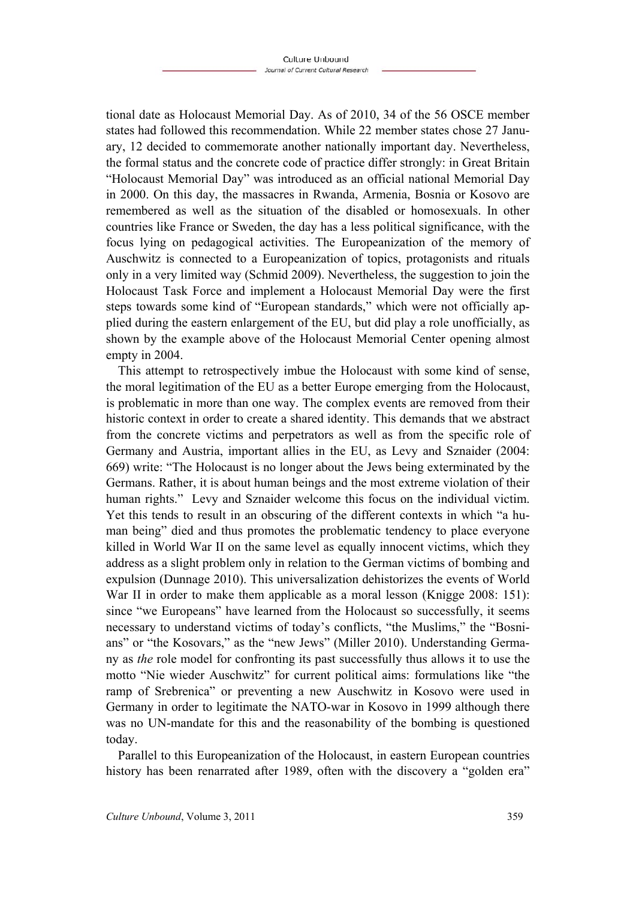tional date as Holocaust Memorial Day. As of 2010, 34 of the 56 OSCE member states had followed this recommendation. While 22 member states chose 27 January, 12 decided to commemorate another nationally important day. Nevertheless, the formal status and the concrete code of practice differ strongly: in Great Britain "Holocaust Memorial Day" was introduced as an official national Memorial Day in 2000. On this day, the massacres in Rwanda, Armenia, Bosnia or Kosovo are remembered as well as the situation of the disabled or homosexuals. In other countries like France or Sweden, the day has a less political significance, with the focus lying on pedagogical activities. The Europeanization of the memory of Auschwitz is connected to a Europeanization of topics, protagonists and rituals only in a very limited way (Schmid 2009). Nevertheless, the suggestion to join the Holocaust Task Force and implement a Holocaust Memorial Day were the first steps towards some kind of "European standards," which were not officially applied during the eastern enlargement of the EU, but did play a role unofficially, as shown by the example above of the Holocaust Memorial Center opening almost empty in 2004.

This attempt to retrospectively imbue the Holocaust with some kind of sense, the moral legitimation of the EU as a better Europe emerging from the Holocaust, is problematic in more than one way. The complex events are removed from their historic context in order to create a shared identity. This demands that we abstract from the concrete victims and perpetrators as well as from the specific role of Germany and Austria, important allies in the EU, as Levy and Sznaider (2004: 669) write: "The Holocaust is no longer about the Jews being exterminated by the Germans. Rather, it is about human beings and the most extreme violation of their human rights." Levy and Sznaider welcome this focus on the individual victim. Yet this tends to result in an obscuring of the different contexts in which "a human being" died and thus promotes the problematic tendency to place everyone killed in World War II on the same level as equally innocent victims, which they address as a slight problem only in relation to the German victims of bombing and expulsion (Dunnage 2010). This universalization dehistorizes the events of World War II in order to make them applicable as a moral lesson (Knigge 2008: 151): since "we Europeans" have learned from the Holocaust so successfully, it seems necessary to understand victims of today's conflicts, "the Muslims," the "Bosnians" or "the Kosovars," as the "new Jews" (Miller 2010). Understanding Germany as *the* role model for confronting its past successfully thus allows it to use the motto "Nie wieder Auschwitz" for current political aims: formulations like "the ramp of Srebrenica" or preventing a new Auschwitz in Kosovo were used in Germany in order to legitimate the NATO-war in Kosovo in 1999 although there was no UN-mandate for this and the reasonability of the bombing is questioned today.

Parallel to this Europeanization of the Holocaust, in eastern European countries history has been renarrated after 1989, often with the discovery a "golden era"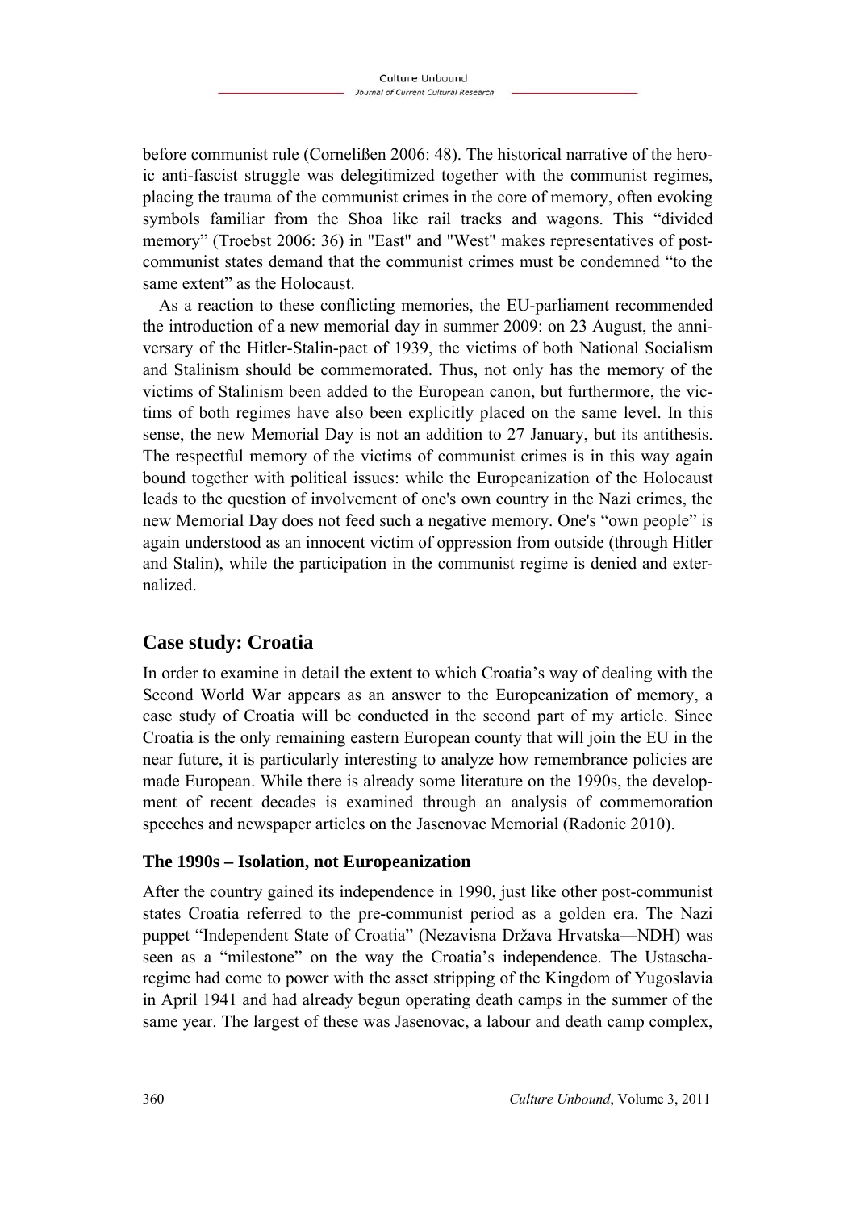before communist rule (Cornelißen 2006: 48). The historical narrative of the heroic anti-fascist struggle was delegitimized together with the communist regimes, placing the trauma of the communist crimes in the core of memory, often evoking symbols familiar from the Shoa like rail tracks and wagons. This "divided memory" (Troebst 2006: 36) in "East" and "West" makes representatives of post-communist states demand that the communist crimes must be condemned "to the same extent" as the Holocaust.

As a reaction to these conflicting memories, the EU-parliament recommended the introduction of a new memorial day in summer 2009: on 23 August, the anniversary of the Hitler-Stalin-pact of 1939, the victims of both National Socialism and Stalinism should be commemorated. Thus, not only has the memory of the victims of Stalinism been added to the European canon, but furthermore, the victims of both regimes have also been explicitly placed on the same level. In this sense, the new Memorial Day is not an addition to 27 January, but its antithesis. The respectful memory of the victims of communist crimes is in this way again bound together with political issues: while the Europeanization of the Holocaust leads to the question of involvement of one's own country in the Nazi crimes, the new Memorial Day does not feed such a negative memory. One's "own people" is again understood as an innocent victim of oppression from outside (through Hitler and Stalin), while the participation in the communist regime is denied and externalized.

## Case study: Croatia

In order to examine in detail the extent to which Croatia's way of dealing with the Second World War appears as an answer to the Europeanization of memory, a case study of Croatia will be conducted in the second part of my article. Since Croatia is the only remaining eastern European county that will join the EU in the near future, it is particularly interesting to analyze how remembrance policies are made European. While there is already some literature on the 1990s, the development of recent decades is examined through an analysis of commemoration speeches and newspaper articles on the Jasenovac Memorial (Radonic 2010).

### The 1990s – Isolation, not Europeanization

After the country gained its independence in 1990, just like other post-communist states Croatia referred to the pre-communist period as a golden era. The Nazi puppet "Independent State of Croatia" (Nezavisna Država Hrvatska—NDH) was seen as a "milestone" on the way the Croatia's independence. The Ustascha-regime had come to power with the asset stripping of the Kingdom of Yugoslavia in April 1941 and had already begun operating death camps in the summer of the same year. The largest of these was Jasenovac, a labour and death camp complex,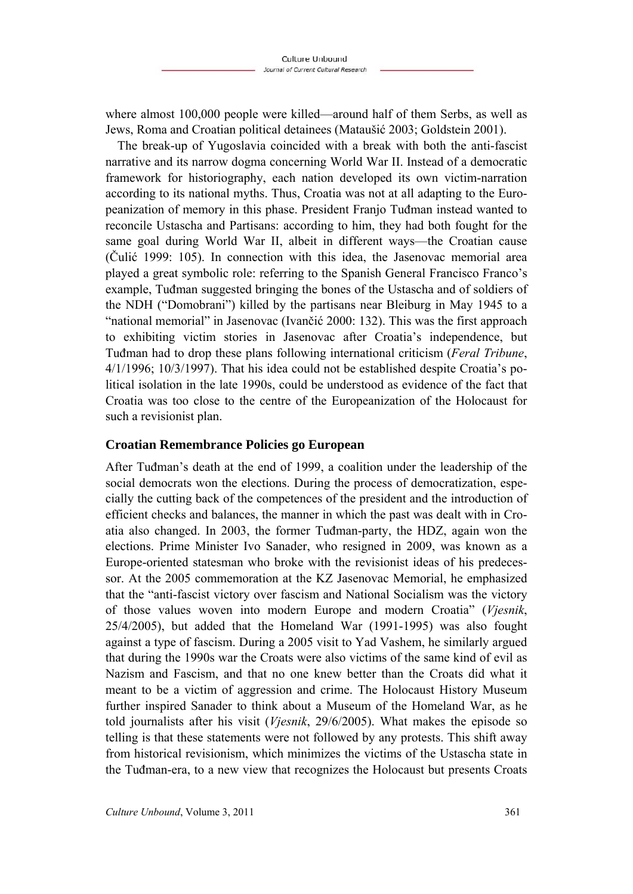where almost 100,000 people were killed—around half of them Serbs, as well as Jews, Roma and Croatian political detainees (Mataušić 2003; Goldstein 2001).

The break-up of Yugoslavia coincided with a break with both the anti-fascist narrative and its narrow dogma concerning World War II. Instead of a democratic framework for historiography, each nation developed its own victim-narration according to its national myths. Thus, Croatia was not at all adapting to the Europeanization of memory in this phase. President Franjo Tuđman instead wanted to reconcile Ustascha and Partisans: according to him, they had both fought for the same goal during World War II, albeit in different ways—the Croatian cause (Čulić 1999: 105). In connection with this idea, the Jasenovac memorial area played a great symbolic role: referring to the Spanish General Francisco Franco's example, Tuđman suggested bringing the bones of the Ustascha and of soldiers of the NDH ("Domobrani") killed by the partisans near Bleiburg in May 1945 to a "national memorial" in Jasenovac (Ivančić 2000: 132). This was the first approach to exhibiting victim stories in Jasenovac after Croatia's independence, but Tuđman had to drop these plans following international criticism (*Feral Tribune*, 4/1/1996; 10/3/1997). That his idea could not be established despite Croatia's political isolation in the late 1990s, could be understood as evidence of the fact that Croatia was too close to the centre of the Europeanization of the Holocaust for such a revisionist plan.

## Croatian Remembrance Policies go European

After Tuđman's death at the end of 1999, a coalition under the leadership of the social democrats won the elections. During the process of democratization, especially the cutting back of the competences of the president and the introduction of efficient checks and balances, the manner in which the past was dealt with in Croatia also changed. In 2003, the former Tuđman-party, the HDZ, again won the elections. Prime Minister Ivo Sanader, who resigned in 2009, was known as a Europe-oriented statesman who broke with the revisionist ideas of his predecessor. At the 2005 commemoration at the KZ Jasenovac Memorial, he emphasized that the "anti-fascist victory over fascism and National Socialism was the victory of those values woven into modern Europe and modern Croatia" (*Vjesnik*, 25/4/2005), but added that the Homeland War (1991-1995) was also fought against a type of fascism. During a 2005 visit to Yad Vashem, he similarly argued that during the 1990s war the Croats were also victims of the same kind of evil as Nazism and Fascism, and that no one knew better than the Croats did what it meant to be a victim of aggression and crime. The Holocaust History Museum further inspired Sanader to think about a Museum of the Homeland War, as he told journalists after his visit (*Vjesnik*, 29/6/2005). What makes the episode so telling is that these statements were not followed by any protests. This shift away from historical revisionism, which minimizes the victims of the Ustascha state in the Tuđman-era, to a new view that recognizes the Holocaust but presents Croats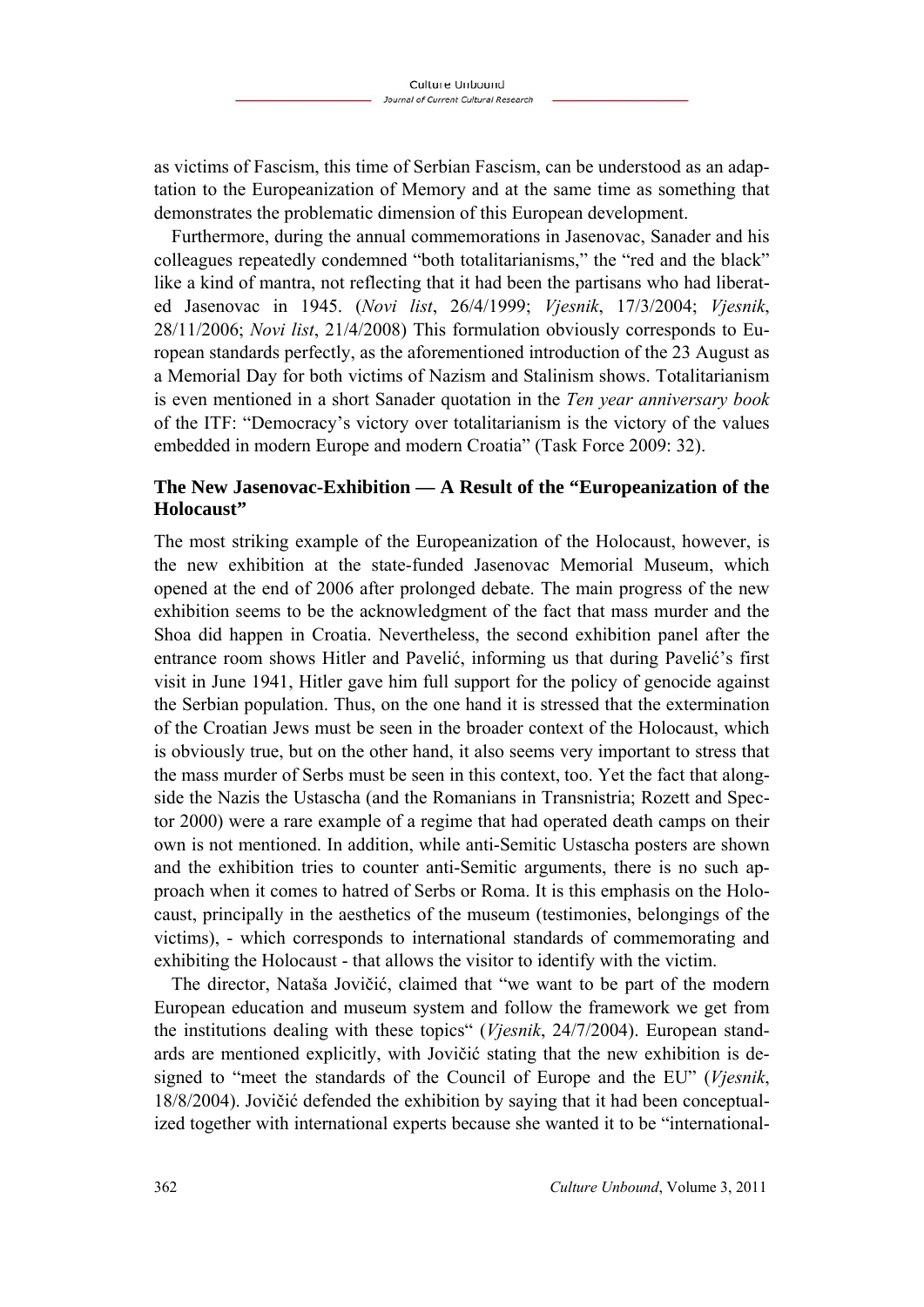as victims of Fascism, this time of Serbian Fascism, can be understood as an adaptation to the Europeanization of Memory and at the same time as something that demonstrates the problematic dimension of this European development.

Furthermore, during the annual commemorations in Jasenovac, Sanader and his colleagues repeatedly condemned "both totalitarianisms," the "red and the black" like a kind of mantra, not reflecting that it had been the partisans who had liberated Jasenovac in 1945. (*Novi list*, 26/4/1999; *Vjesnik*, 17/3/2004; *Vjesnik*, 28/11/2006; *Novi list*, 21/4/2008) This formulation obviously corresponds to European standards perfectly, as the aforementioned introduction of the 23 August as a Memorial Day for both victims of Nazism and Stalinism shows. Totalitarianism is even mentioned in a short Sanader quotation in the *Ten year anniversary book* of the ITF: "Democracy's victory over totalitarianism is the victory of the values embedded in modern Europe and modern Croatia" (Task Force 2009: 32).

## The New Jasenovac-Exhibition — A Result of the "Europeanization of the Holocaust"

The most striking example of the Europeanization of the Holocaust, however, is the new exhibition at the state-funded Jasenovac Memorial Museum, which opened at the end of 2006 after prolonged debate. The main progress of the new exhibition seems to be the acknowledgment of the fact that mass murder and the Shoa did happen in Croatia. Nevertheless, the second exhibition panel after the entrance room shows Hitler and Pavelić, informing us that during Pavelić's first visit in June 1941, Hitler gave him full support for the policy of genocide against the Serbian population. Thus, on the one hand it is stressed that the extermination of the Croatian Jews must be seen in the broader context of the Holocaust, which is obviously true, but on the other hand, it also seems very important to stress that the mass murder of Serbs must be seen in this context, too. Yet the fact that alongside the Nazis the Ustascha (and the Romanians in Transnistria; Rozett and Spector 2000) were a rare example of a regime that had operated death camps on their own is not mentioned. In addition, while anti-Semitic Ustascha posters are shown and the exhibition tries to counter anti-Semitic arguments, there is no such approach when it comes to hatred of Serbs or Roma. It is this emphasis on the Holocaust, principally in the aesthetics of the museum (testimonies, belongings of the victims), - which corresponds to international standards of commemorating and exhibiting the Holocaust - that allows the visitor to identify with the victim.

The director, Nataša Jovičić, claimed that "we want to be part of the modern European education and museum system and follow the framework we get from the institutions dealing with these topics" (*Vjesnik*, 24/7/2004). European standards are mentioned explicitly, with Jovičić stating that the new exhibition is designed to "meet the standards of the Council of Europe and the EU" (*Vjesnik*, 18/8/2004). Jovičić defended the exhibition by saying that it had been conceptualized together with international experts because she wanted it to be "international-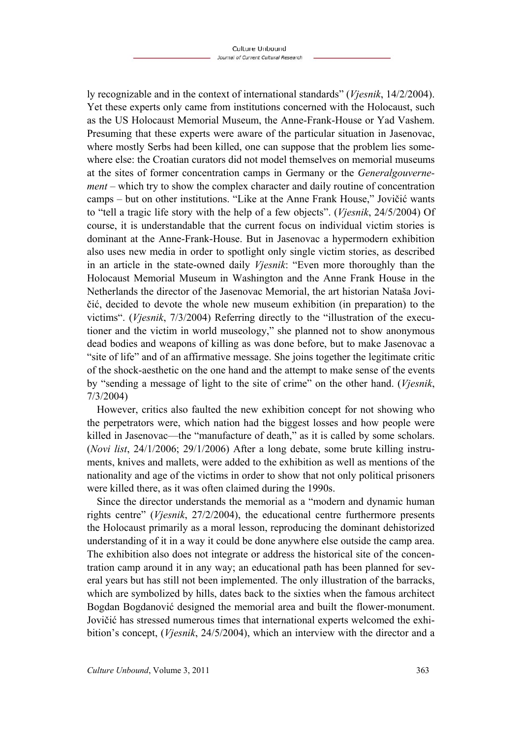ly recognizable and in the context of international standards" (*Vjesnik*, 14/2/2004). Yet these experts only came from institutions concerned with the Holocaust, such as the US Holocaust Memorial Museum, the Anne-Frank-House or Yad Vashem. Presuming that these experts were aware of the particular situation in Jasenovac, where mostly Serbs had been killed, one can suppose that the problem lies somewhere else: the Croatian curators did not model themselves on memorial museums at the sites of former concentration camps in Germany or the *Generalgouvernement* – which try to show the complex character and daily routine of concentration camps – but on other institutions. "Like at the Anne Frank House," Jovičić wants to "tell a tragic life story with the help of a few objects". (*Vjesnik*, 24/5/2004) Of course, it is understandable that the current focus on individual victim stories is dominant at the Anne-Frank-House. But in Jasenovac a hypermodern exhibition also uses new media in order to spotlight only single victim stories, as described in an article in the state-owned daily *Vjesnik*: "Even more thoroughly than the Holocaust Memorial Museum in Washington and the Anne Frank House in the Netherlands the director of the Jasenovac Memorial, the art historian Nataša Jovičić, decided to devote the whole new museum exhibition (in preparation) to the victims". (*Vjesnik*, 7/3/2004) Referring directly to the "illustration of the executioner and the victim in world museology," she planned not to show anonymous dead bodies and weapons of killing as was done before, but to make Jasenovac a "site of life" and of an affirmative message. She joins together the legitimate critic of the shock-aesthetic on the one hand and the attempt to make sense of the events by "sending a message of light to the site of crime" on the other hand. (*Vjesnik*, 7/3/2004)

However, critics also faulted the new exhibition concept for not showing who the perpetrators were, which nation had the biggest losses and how people were killed in Jasenovac—the "manufacture of death," as it is called by some scholars. (*Novi list*, 24/1/2006; 29/1/2006) After a long debate, some brute killing instruments, knives and mallets, were added to the exhibition as well as mentions of the nationality and age of the victims in order to show that not only political prisoners were killed there, as it was often claimed during the 1990s.

Since the director understands the memorial as a "modern and dynamic human rights centre" (*Vjesnik*, 27/2/2004), the educational centre furthermore presents the Holocaust primarily as a moral lesson, reproducing the dominant dehistorized understanding of it in a way it could be done anywhere else outside the camp area. The exhibition also does not integrate or address the historical site of the concentration camp around it in any way; an educational path has been planned for several years but has still not been implemented. The only illustration of the barracks, which are symbolized by hills, dates back to the sixties when the famous architect Bogdan Bogdanović designed the memorial area and built the flower-monument. Jovičić has stressed numerous times that international experts welcomed the exhibition's concept, (*Vjesnik*, 24/5/2004), which an interview with the director and a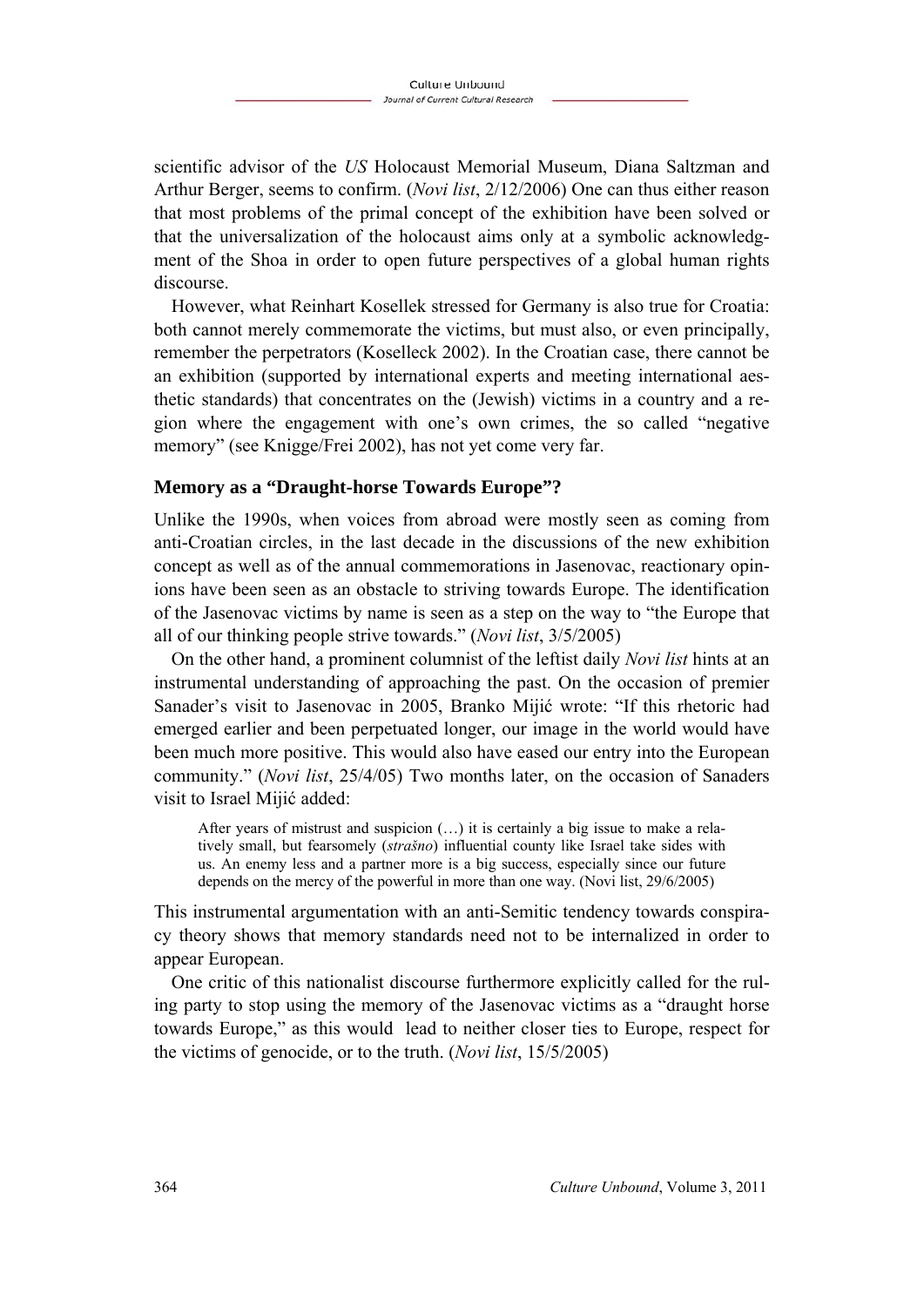scientific advisor of the *US* Holocaust Memorial Museum, Diana Saltzman and Arthur Berger, seems to confirm. (*Novi list*, 2/12/2006) One can thus either reason that most problems of the primal concept of the exhibition have been solved or that the universalization of the holocaust aims only at a symbolic acknowledgment of the Shoa in order to open future perspectives of a global human rights discourse.

However, what Reinhart Kosellek stressed for Germany is also true for Croatia: both cannot merely commemorate the victims, but must also, or even principally, remember the perpetrators (Koselleck 2002). In the Croatian case, there cannot be an exhibition (supported by international experts and meeting international aesthetic standards) that concentrates on the (Jewish) victims in a country and a region where the engagement with one's own crimes, the so called "negative memory" (see Knigge/Frei 2002), has not yet come very far.

### Memory as a "Draught-horse Towards Europe"?

Unlike the 1990s, when voices from abroad were mostly seen as coming from anti-Croatian circles, in the last decade in the discussions of the new exhibition concept as well as of the annual commemorations in Jasenovac, reactionary opinions have been seen as an obstacle to striving towards Europe. The identification of the Jasenovac victims by name is seen as a step on the way to "the Europe that all of our thinking people strive towards." (*Novi list*, 3/5/2005)

On the other hand, a prominent columnist of the leftist daily *Novi list* hints at an instrumental understanding of approaching the past. On the occasion of premier Sanader's visit to Jasenovac in 2005, Branko Mijić wrote: "If this rhetoric had emerged earlier and been perpetuated longer, our image in the world would have been much more positive. This would also have eased our entry into the European community." (*Novi list*, 25/4/05) Two months later, on the occasion of Sanaders visit to Israel Mijić added:

> After years of mistrust and suspicion (…) it is certainly a big issue to make a relatively small, but fearsomely (*strašno*) influential county like Israel take sides with us. An enemy less and a partner more is a big success, especially since our future depends on the mercy of the powerful in more than one way. (Novi list, 29/6/2005)

This instrumental argumentation with an anti-Semitic tendency towards conspiracy theory shows that memory standards need not to be internalized in order to appear European.

One critic of this nationalist discourse furthermore explicitly called for the ruling party to stop using the memory of the Jasenovac victims as a "draught horse towards Europe," as this would lead to neither closer ties to Europe, respect for the victims of genocide, or to the truth. (*Novi list*, 15/5/2005)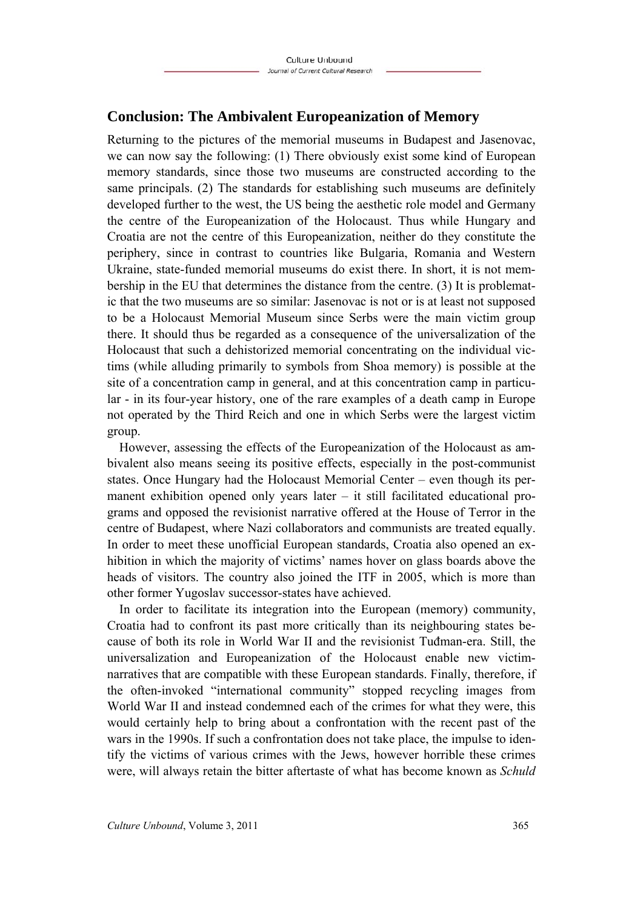## Conclusion: The Ambivalent Europeanization of Memory

Returning to the pictures of the memorial museums in Budapest and Jasenovac, we can now say the following: (1) There obviously exist some kind of European memory standards, since those two museums are constructed according to the same principals. (2) The standards for establishing such museums are definitely developed further to the west, the US being the aesthetic role model and Germany the centre of the Europeanization of the Holocaust. Thus while Hungary and Croatia are not the centre of this Europeanization, neither do they constitute the periphery, since in contrast to countries like Bulgaria, Romania and Western Ukraine, state-funded memorial museums do exist there. In short, it is not membership in the EU that determines the distance from the centre. (3) It is problematic that the two museums are so similar: Jasenovac is not or is at least not supposed to be a Holocaust Memorial Museum since Serbs were the main victim group there. It should thus be regarded as a consequence of the universalization of the Holocaust that such a dehistorized memorial concentrating on the individual victims (while alluding primarily to symbols from Shoa memory) is possible at the site of a concentration camp in general, and at this concentration camp in particular - in its four-year history, one of the rare examples of a death camp in Europe not operated by the Third Reich and one in which Serbs were the largest victim group.

However, assessing the effects of the Europeanization of the Holocaust as ambivalent also means seeing its positive effects, especially in the post-communist states. Once Hungary had the Holocaust Memorial Center – even though its permanent exhibition opened only years later – it still facilitated educational programs and opposed the revisionist narrative offered at the House of Terror in the centre of Budapest, where Nazi collaborators and communists are treated equally. In order to meet these unofficial European standards, Croatia also opened an exhibition in which the majority of victims' names hover on glass boards above the heads of visitors. The country also joined the ITF in 2005, which is more than other former Yugoslav successor-states have achieved.

In order to facilitate its integration into the European (memory) community, Croatia had to confront its past more critically than its neighbouring states because of both its role in World War II and the revisionist Tuđman-era. Still, the universalization and Europeanization of the Holocaust enable new victim-narratives that are compatible with these European standards. Finally, therefore, if the often-invoked "international community" stopped recycling images from World War II and instead condemned each of the crimes for what they were, this would certainly help to bring about a confrontation with the recent past of the wars in the 1990s. If such a confrontation does not take place, the impulse to identify the victims of various crimes with the Jews, however horrible these crimes were, will always retain the bitter aftertaste of what has become known as *Schuld*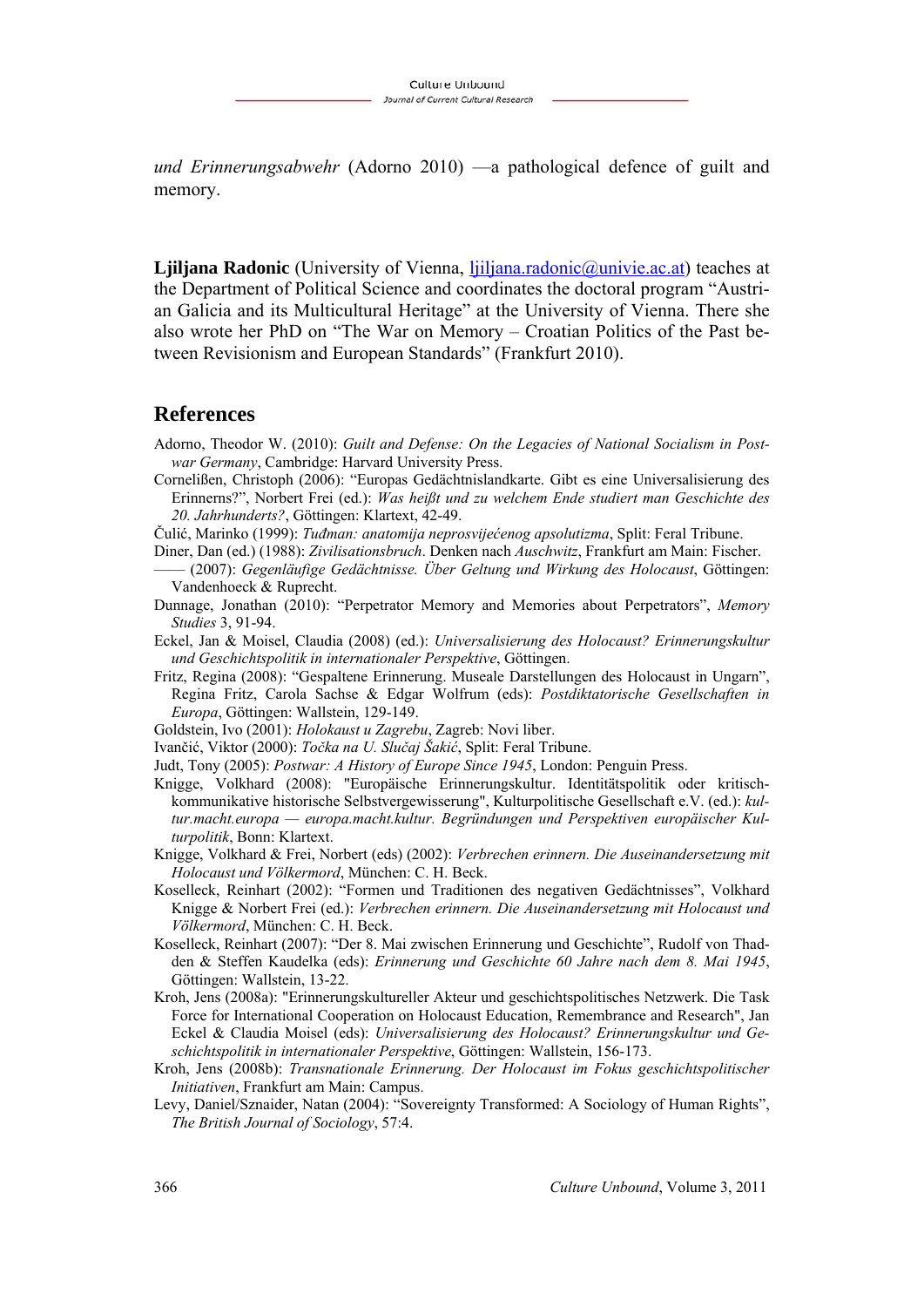*und Erinnerungsabwehr* (Adorno 2010) —a pathological defence of guilt and memory.

**Ljiljana Radonic** (University of Vienna, ljiljana.radonic@univie.ac.at) teaches at the Department of Political Science and coordinates the doctoral program "Austrian Galicia and its Multicultural Heritage" at the University of Vienna. There she also wrote her PhD on "The War on Memory – Croatian Politics of the Past between Revisionism and European Standards" (Frankfurt 2010).

## References

Adorno, Theodor W. (2010): *Guilt and Defense: On the Legacies of National Socialism in Postwar Germany*, Cambridge: Harvard University Press.

Corneließen, Christoph (2006): "Europas Gedächtnislandkarte. Gibt es eine Universalisierung des Erinnerns?", Norbert Frei (ed.): *Was heißt und zu welchem Ende studiert man Geschichte des 20. Jahrhunderts?*, Göttingen: Klartext, 42-49.

Čulić, Marinko (1999): *Tuđman: anatomija neprosvijećenog apsolutizma*, Split: Feral Tribune.

Diner, Dan (ed.) (1988): *Zivilisationsbruch*. Denken nach *Auschwitz*, Frankfurt am Main: Fischer.

—— (2007): *Gegenläufige Gedächtnisse. Über Geltung und Wirkung des Holocaust*, Göttingen: Vandenhoeck & Ruprecht.

Dunnage, Jonathan (2010): "Perpetrator Memory and Memories about Perpetrators", *Memory Studies* 3, 91-94.

Eckel, Jan & Moisel, Claudia (2008) (ed.): *Universalisierung des Holocaust? Erinnerungskultur und Geschichtspolitik in internationaler Perspektive*, Göttingen.

Fritz, Regina (2008): "Gespaltene Erinnerung. Museale Darstellungen des Holocaust in Ungarn", Regina Fritz, Carola Sachse & Edgar Wolfrum (eds): *Postdiktatorische Gesellschaften in Europa*, Göttingen: Wallstein, 129-149.

Goldstein, Ivo (2001): *Holokaust u Zagrebu*, Zagreb: Novi liber.

Ivančić, Viktor (2000): *Točka na U. Slučaj Šakić*, Split: Feral Tribune.

Judt, Tony (2005): *Postwar: A History of Europe Since 1945*, London: Penguin Press.

Knigge, Volkhard (2008): "Europäische Erinnerungskultur. Identitätspolitik oder kritisch-kommunikative historische Selbstvergewisserung", Kulturpolitische Gesellschaft e.V. (ed.): *kultur.macht.europa — europa.macht.kultur. Begründungen und Perspektiven europäischer Kulturpolitik*, Bonn: Klartext.

Knigge, Volkhard & Frei, Norbert (eds) (2002): *Verbrechen erinnern. Die Auseinandersetzung mit Holocaust und Völkermord*, München: C. H. Beck.

Koselleck, Reinhart (2002): "Formen und Traditionen des negativen Gedächtnisses", Volkhard Knigge & Norbert Frei (ed.): *Verbrechen erinnern. Die Auseinandersetzung mit Holocaust und Völkermord*, München: C. H. Beck.

Koselleck, Reinhart (2007): "Der 8. Mai zwischen Erinnerung und Geschichte", Rudolf von Thadden & Steffen Kaudelka (eds): *Erinnerung und Geschichte 60 Jahre nach dem 8. Mai 1945*, Göttingen: Wallstein, 13-22.

Kroh, Jens (2008a): "Erinnerungskultureller Akteur und geschichtspolitisches Netzwerk. Die Task Force for International Cooperation on Holocaust Education, Remembrance and Research", Jan Eckel & Claudia Moisel (eds): *Universalisierung des Holocaust? Erinnerungskultur und Geschichtspolitik in internationaler Perspektive*, Göttingen: Wallstein, 156-173.

Kroh, Jens (2008b): *Transnationale Erinnerung. Der Holocaust im Fokus geschichtspolitischer Initiativen*, Frankfurt am Main: Campus.

Levy, Daniel/Sznaider, Natan (2004): "Sovereignty Transformed: A Sociology of Human Rights", *The British Journal of Sociology*, 57:4.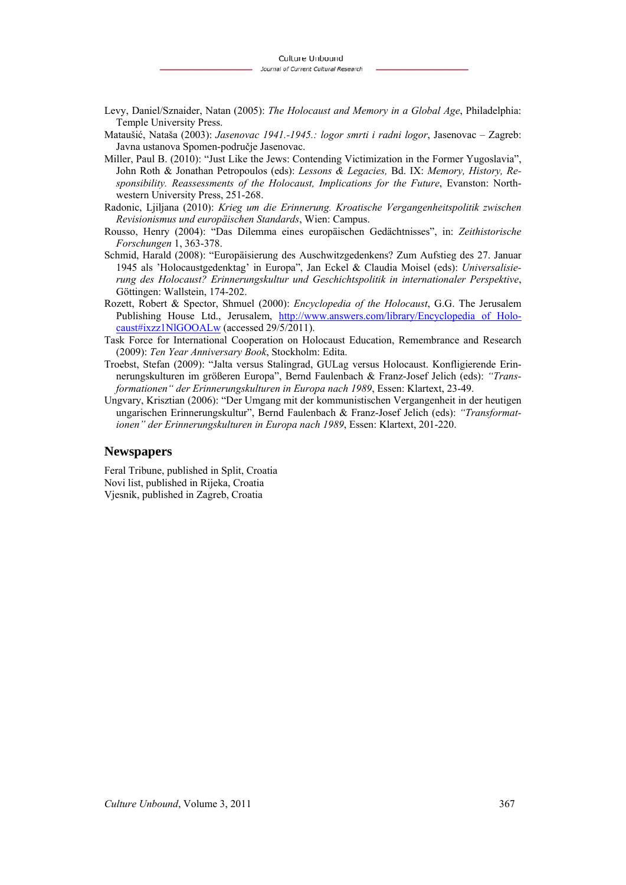Levy, Daniel/Sznaider, Natan (2005): *The Holocaust and Memory in a Global Age*, Philadelphia: Temple University Press.

Mataušić, Nataša (2003): *Jasenovac 1941.-1945.: logor smrti i radni logor*, Jasenovac – Zagreb: Javna ustanova Spomen-područje Jasenovac.

Miller, Paul B. (2010): "Just Like the Jews: Contending Victimization in the Former Yugoslavia", John Roth & Jonathan Petropoulos (eds): *Lessons & Legacies,* Bd. IX: *Memory, History, Responsibility. Reassessments of the Holocaust, Implications for the Future*, Evanston: Northwestern University Press, 251-268.

Radonic, Ljiljana (2010): *Krieg um die Erinnerung. Kroatische Vergangenheitspolitik zwischen Revisionismus und europäischen Standards*, Wien: Campus.

Rousso, Henry (2004): "Das Dilemma eines europäischen Gedächtnisses", in: *Zeithistorische Forschungen* 1, 363-378.

Schmid, Harald (2008): "Europäisierung des Auschwitzgedenkens? Zum Aufstieg des 27. Januar 1945 als 'Holocaustgedenktag' in Europa", Jan Eckel & Claudia Moisel (eds): *Universalisierung des Holocaust? Erinnerungskultur und Geschichtspolitik in internationaler Perspektive*, Göttingen: Wallstein, 174-202.

Rozett, Robert & Spector, Shmuel (2000): *Encyclopedia of the Holocaust*, G.G. The Jerusalem Publishing House Ltd., Jerusalem, http://www.answers.com/library/Encyclopedia_of_Holocaust#ixzz1NlGOOALw (accessed 29/5/2011).

Task Force for International Cooperation on Holocaust Education, Remembrance and Research (2009): *Ten Year Anniversary Book*, Stockholm: Edita.

Troebst, Stefan (2009): "Jalta versus Stalingrad, GULag versus Holocaust. Konfligierende Erinnerungskulturen im größeren Europa", Bernd Faulenbach & Franz-Josef Jelich (eds): *"Transformationen" der Erinnerungskulturen in Europa nach 1989*, Essen: Klartext, 23-49.

Ungvary, Krisztian (2006): "Der Umgang mit der kommunistischen Vergangenheit in der heutigen ungarischen Erinnerungskultur", Bernd Faulenbach & Franz-Josef Jelich (eds): *"Transformationen" der Erinnerungskulturen in Europa nach 1989*, Essen: Klartext, 201-220.

## Newspapers

Feral Tribune, published in Split, Croatia
Novi list, published in Rijeka, Croatia
Vjesnik, published in Zagreb, Croatia